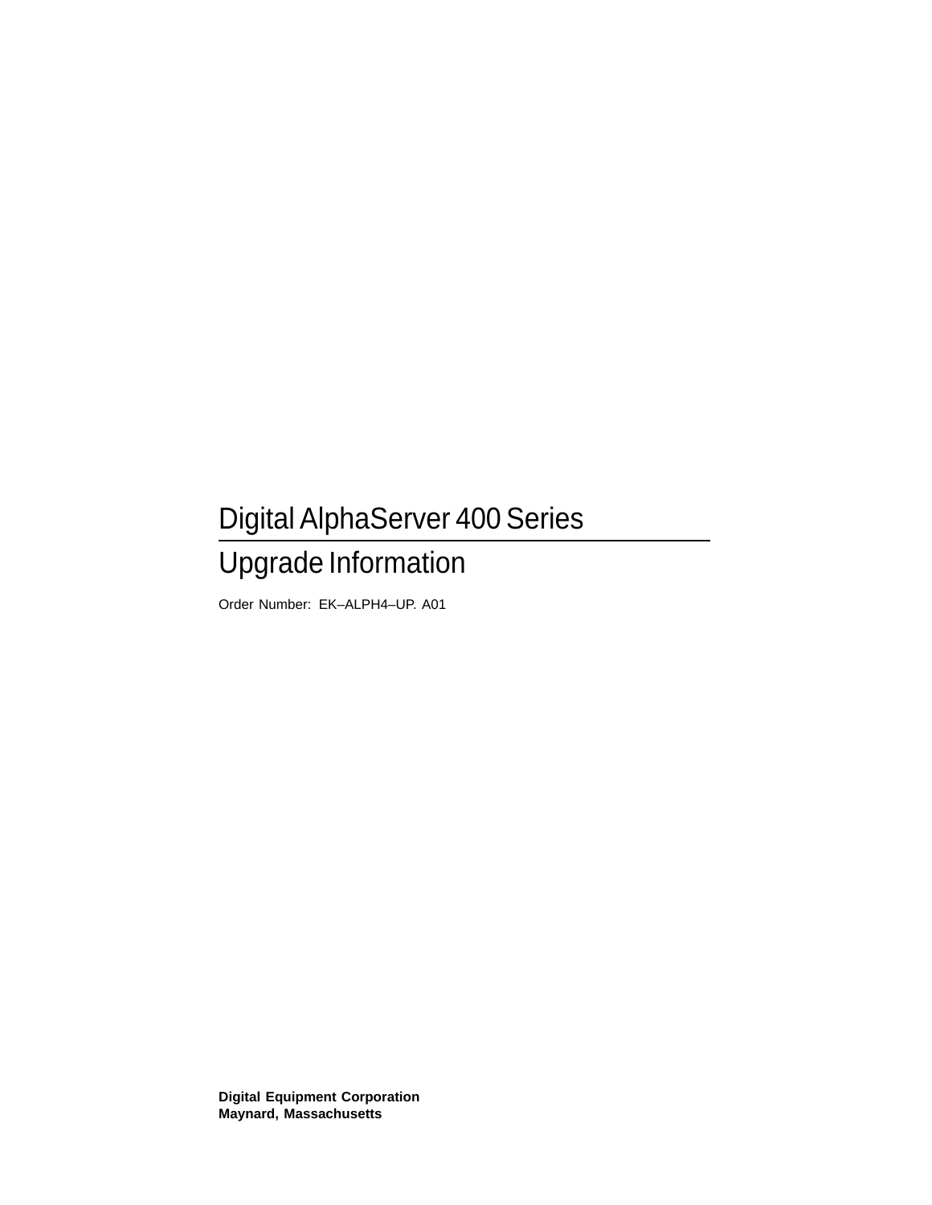# Digital AlphaServer 400 Series

## Upgrade Information

Order Number: EK–ALPH4–UP. A01

**Digital Equipment Corporation**
**Maynard, Massachusetts**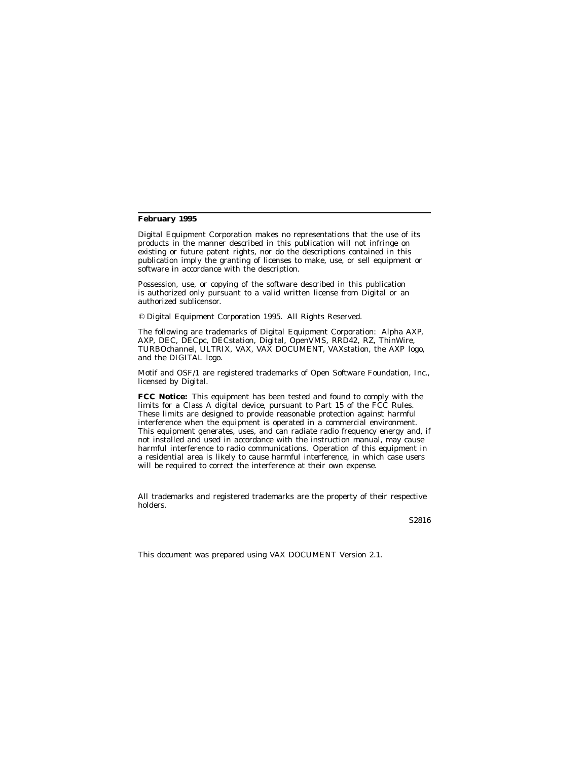**February 1995**

Digital Equipment Corporation makes no representations that the use of its products in the manner described in this publication will not infringe on existing or future patent rights, nor do the descriptions contained in this publication imply the granting of licenses to make, use, or sell equipment or software in accordance with the description.

Possession, use, or copying of the software described in this publication is authorized only pursuant to a valid written license from Digital or an authorized sublicensor.

© Digital Equipment Corporation 1995. All Rights Reserved.

The following are trademarks of Digital Equipment Corporation: Alpha AXP, AXP, DEC, DECpc, DECstation, Digital, OpenVMS, RRD42, RZ, ThinWire, TURBOchannel, ULTRIX, VAX, VAX DOCUMENT, VAXstation, the AXP logo, and the DIGITAL logo.

Motif and OSF/1 are registered trademarks of Open Software Foundation, Inc., licensed by Digital.

**FCC Notice:** This equipment has been tested and found to comply with the limits for a Class A digital device, pursuant to Part 15 of the FCC Rules. These limits are designed to provide reasonable protection against harmful interference when the equipment is operated in a commercial environment. This equipment generates, uses, and can radiate radio frequency energy and, if not installed and used in accordance with the instruction manual, may cause harmful interference to radio communications. Operation of this equipment in a residential area is likely to cause harmful interference, in which case users will be required to correct the interference at their own expense.

All trademarks and registered trademarks are the property of their respective holders.

S2816

This document was prepared using VAX DOCUMENT Version 2.1.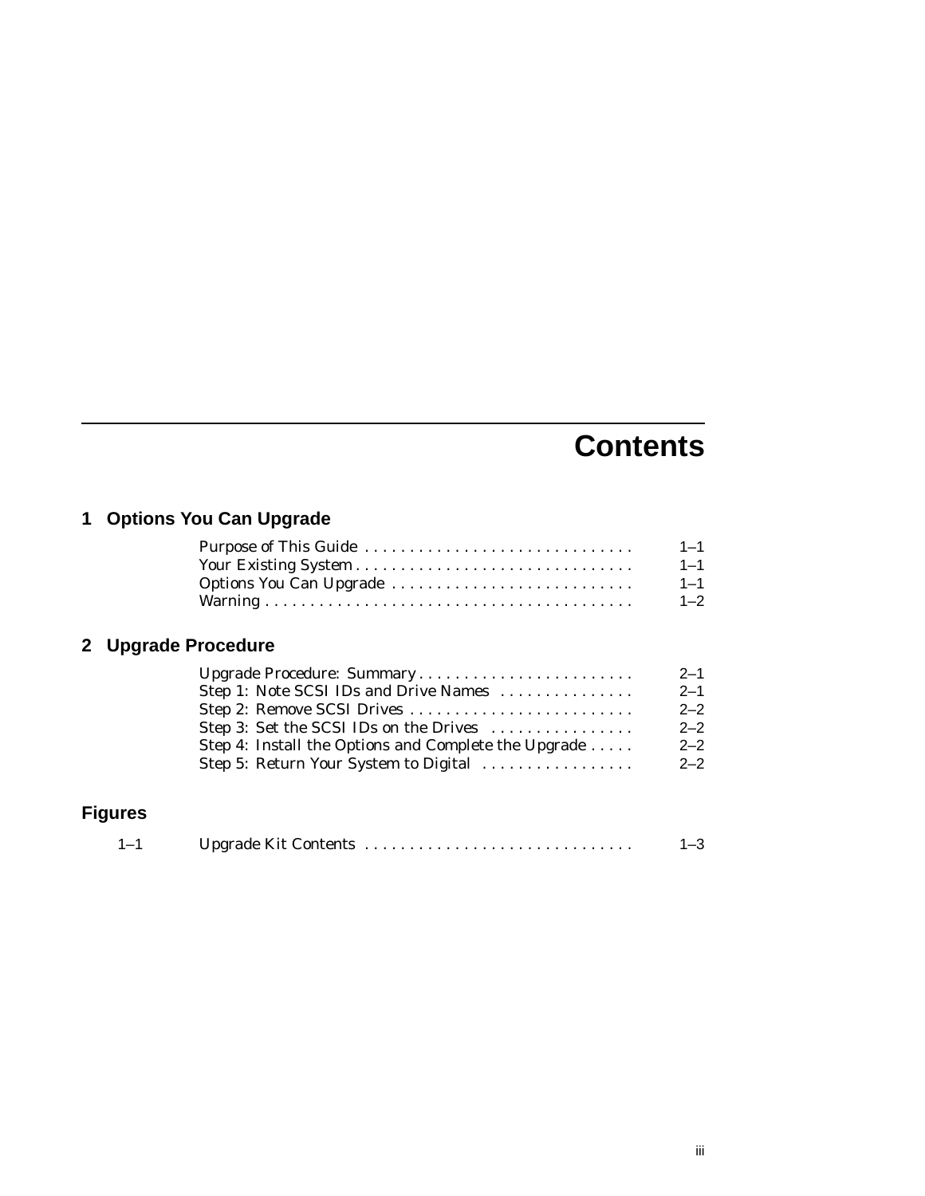# Contents

## 1 Options You Can Upgrade

| | |
|---|---|
| Purpose of This Guide | 1–1 |
| Your Existing System | 1–1 |
| Options You Can Upgrade | 1–1 |
| Warning | 1–2 |

## 2 Upgrade Procedure

| | |
|---|---|
| Upgrade Procedure: Summary | 2–1 |
| Step 1: Note SCSI IDs and Drive Names | 2–1 |
| Step 2: Remove SCSI Drives | 2–2 |
| Step 3: Set the SCSI IDs on the Drives | 2–2 |
| Step 4: Install the Options and Complete the Upgrade | 2–2 |
| Step 5: Return Your System to Digital | 2–2 |

## Figures

| | | |
|---|---|---|
| 1–1 | Upgrade Kit Contents | 1–3 |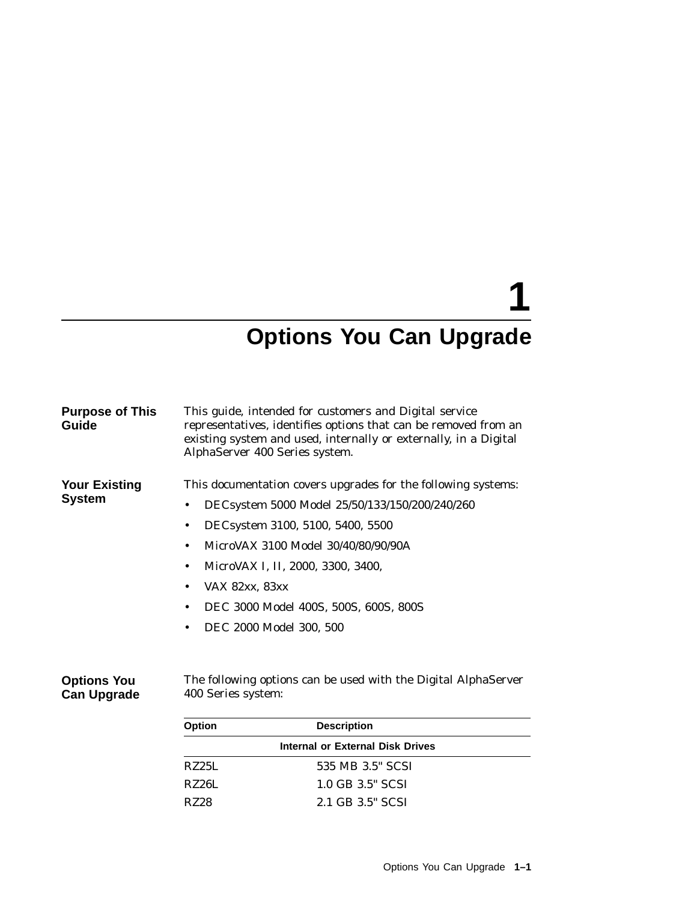# 1 Options You Can Upgrade

## Purpose of This Guide

This guide, intended for customers and Digital service representatives, identifies options that can be removed from an existing system and used, internally or externally, in a Digital AlphaServer 400 Series system.

## Your Existing System

This documentation covers upgrades for the following systems:

- DECsystem 5000 Model 25/50/133/150/200/240/260
- DECsystem 3100, 5100, 5400, 5500
- MicroVAX 3100 Model 30/40/80/90/90A
- MicroVAX I, II, 2000, 3300, 3400,
- VAX 82xx, 83xx
- DEC 3000 Model 400S, 500S, 600S, 800S
- DEC 2000 Model 300, 500

## Options You Can Upgrade

The following options can be used with the Digital AlphaServer 400 Series system:

| Option | Description |
|---|---|
| **Internal or External Disk Drives** | |
| RZ25L | 535 MB 3.5" SCSI |
| RZ26L | 1.0 GB 3.5" SCSI |
| RZ28 | 2.1 GB 3.5" SCSI |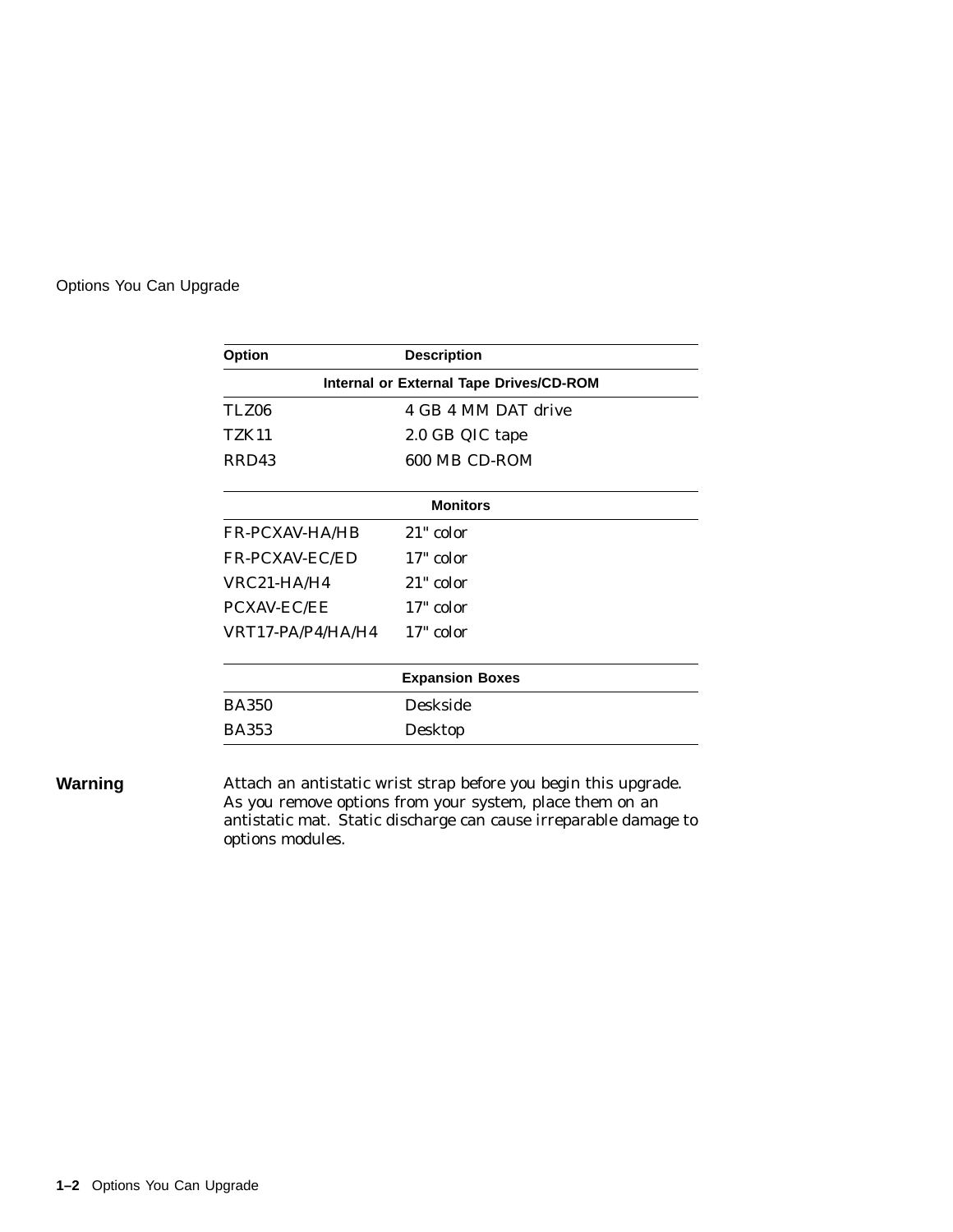| Option | Description |
| --- | --- |
| **Internal or External Tape Drives/CD-ROM** | |
| TLZ06 | 4 GB 4 MM DAT drive |
| TZK11 | 2.0 GB QIC tape |
| RRD43 | 600 MB CD-ROM |
| **Monitors** | |
| FR-PCXAV-HA/HB | 21" color |
| FR-PCXAV-EC/ED | 17" color |
| VRC21-HA/H4 | 21" color |
| PCXAV-EC/EE | 17" color |
| VRT17-PA/P4/HA/H4 | 17" color |
| **Expansion Boxes** | |
| BA350 | Deskside |
| BA353 | Desktop |

**Warning** Attach an antistatic wrist strap before you begin this upgrade. As you remove options from your system, place them on an antistatic mat. Static discharge can cause irreparable damage to options modules.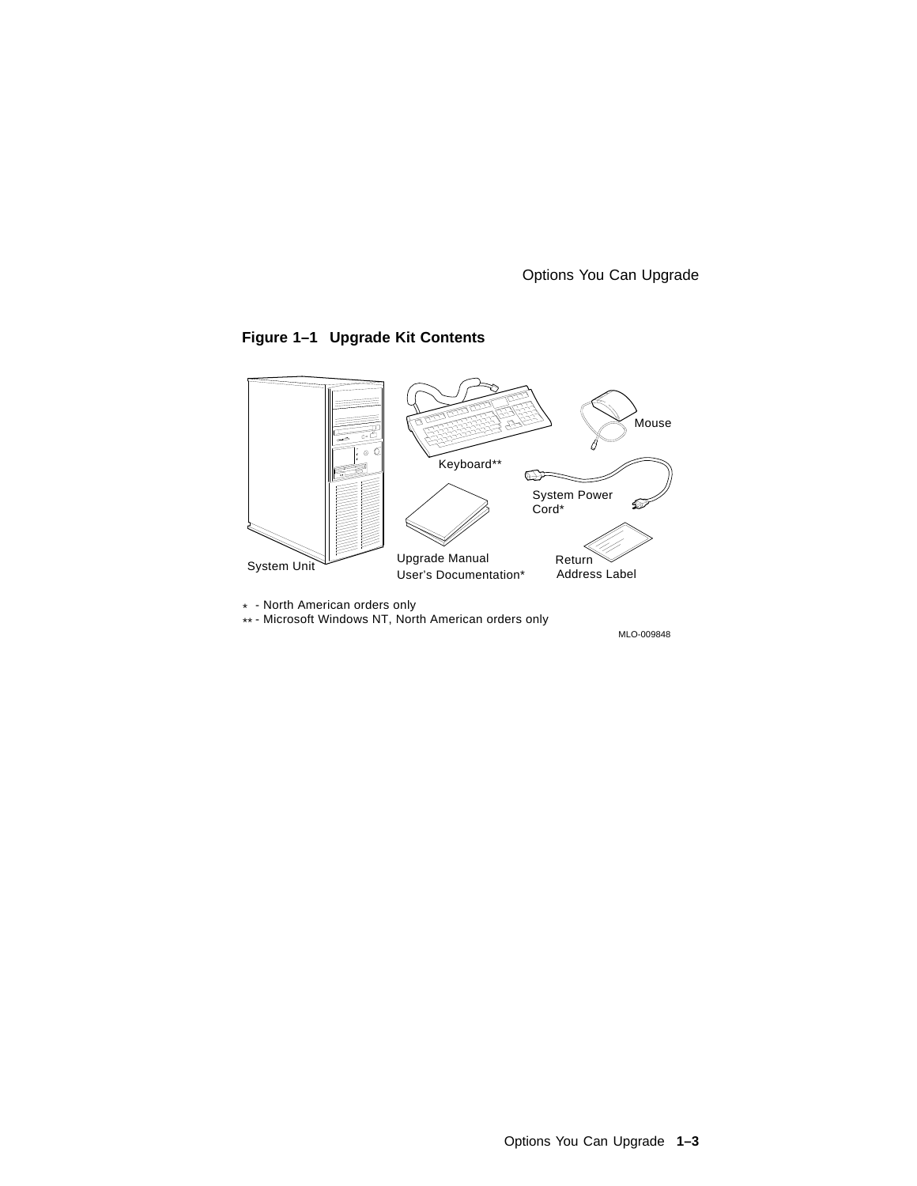**Figure 1–1 Upgrade Kit Contents**

System Unit

Keyboard**

Mouse

System Power Cord*

Upgrade Manual
User's Documentation*

Return
Address Label

* - North American orders only
** - Microsoft Windows NT, North American orders only

MLO-009848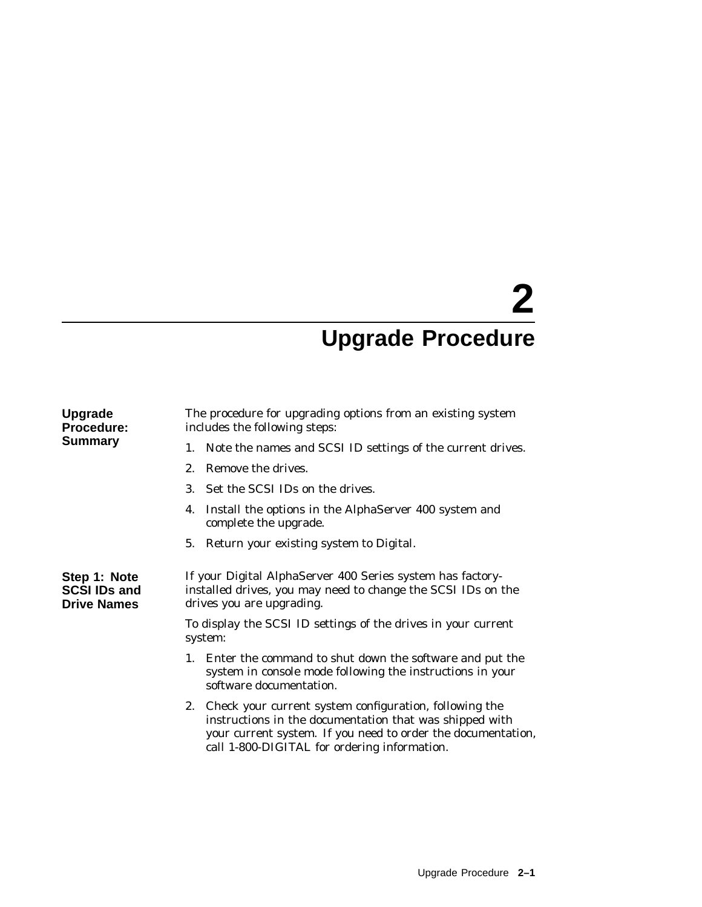# 2 Upgrade Procedure

## Upgrade Procedure: Summary

The procedure for upgrading options from an existing system includes the following steps:

1. Note the names and SCSI ID settings of the current drives.
2. Remove the drives.
3. Set the SCSI IDs on the drives.
4. Install the options in the AlphaServer 400 system and complete the upgrade.
5. Return your existing system to Digital.

## Step 1: Note SCSI IDs and Drive Names

If your Digital AlphaServer 400 Series system has factory-installed drives, you may need to change the SCSI IDs on the drives you are upgrading.

To display the SCSI ID settings of the drives in your current system:

1. Enter the command to shut down the software and put the system in console mode following the instructions in your software documentation.
2. Check your current system configuration, following the instructions in the documentation that was shipped with your current system. If you need to order the documentation, call 1-800-DIGITAL for ordering information.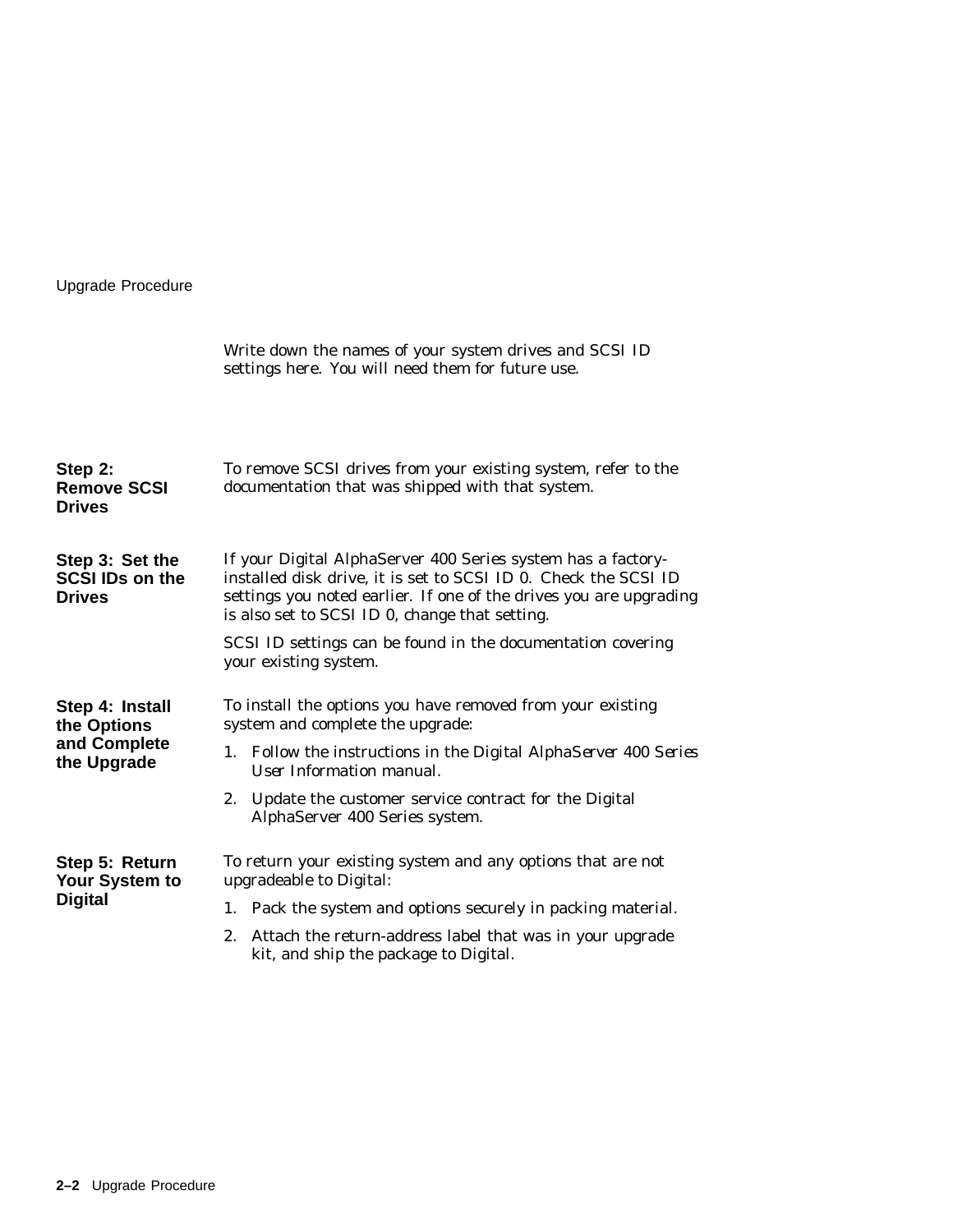Write down the names of your system drives and SCSI ID settings here. You will need them for future use.

### Step 2: Remove SCSI Drives

To remove SCSI drives from your existing system, refer to the documentation that was shipped with that system.

### Step 3: Set the SCSI IDs on the Drives

If your Digital AlphaServer 400 Series system has a factory-installed disk drive, it is set to SCSI ID 0. Check the SCSI ID settings you noted earlier. If one of the drives you are upgrading is also set to SCSI ID 0, change that setting.

SCSI ID settings can be found in the documentation covering your existing system.

### Step 4: Install the Options and Complete the Upgrade

To install the options you have removed from your existing system and complete the upgrade:

1. Follow the instructions in the *Digital AlphaServer 400 Series User Information* manual.
2. Update the customer service contract for the Digital AlphaServer 400 Series system.

### Step 5: Return Your System to Digital

To return your existing system and any options that are not upgradeable to Digital:

1. Pack the system and options securely in packing material.
2. Attach the return-address label that was in your upgrade kit, and ship the package to Digital.